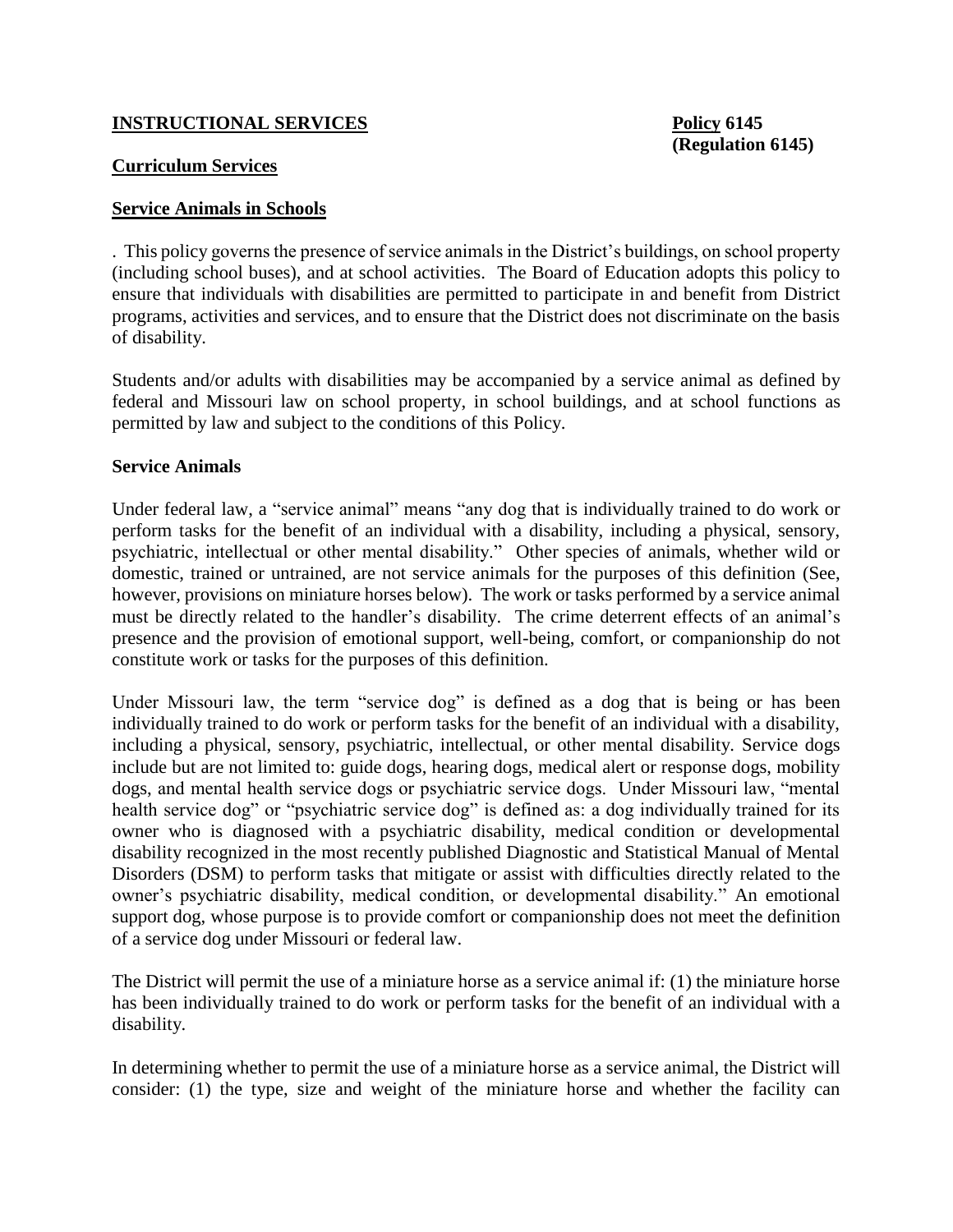**INSTRUCTIONAL SERVICES** **Policy 6145**
**(Regulation 6145)**

**Curriculum Services**

**Service Animals in Schools**

. This policy governs the presence of service animals in the District's buildings, on school property (including school buses), and at school activities. The Board of Education adopts this policy to ensure that individuals with disabilities are permitted to participate in and benefit from District programs, activities and services, and to ensure that the District does not discriminate on the basis of disability.

Students and/or adults with disabilities may be accompanied by a service animal as defined by federal and Missouri law on school property, in school buildings, and at school functions as permitted by law and subject to the conditions of this Policy.

**Service Animals**

Under federal law, a "service animal" means "any dog that is individually trained to do work or perform tasks for the benefit of an individual with a disability, including a physical, sensory, psychiatric, intellectual or other mental disability." Other species of animals, whether wild or domestic, trained or untrained, are not service animals for the purposes of this definition (See, however, provisions on miniature horses below). The work or tasks performed by a service animal must be directly related to the handler's disability. The crime deterrent effects of an animal's presence and the provision of emotional support, well-being, comfort, or companionship do not constitute work or tasks for the purposes of this definition.

Under Missouri law, the term "service dog" is defined as a dog that is being or has been individually trained to do work or perform tasks for the benefit of an individual with a disability, including a physical, sensory, psychiatric, intellectual, or other mental disability. Service dogs include but are not limited to: guide dogs, hearing dogs, medical alert or response dogs, mobility dogs, and mental health service dogs or psychiatric service dogs. Under Missouri law, "mental health service dog" or "psychiatric service dog" is defined as: a dog individually trained for its owner who is diagnosed with a psychiatric disability, medical condition or developmental disability recognized in the most recently published Diagnostic and Statistical Manual of Mental Disorders (DSM) to perform tasks that mitigate or assist with difficulties directly related to the owner's psychiatric disability, medical condition, or developmental disability." An emotional support dog, whose purpose is to provide comfort or companionship does not meet the definition of a service dog under Missouri or federal law.

The District will permit the use of a miniature horse as a service animal if: (1) the miniature horse has been individually trained to do work or perform tasks for the benefit of an individual with a disability.

In determining whether to permit the use of a miniature horse as a service animal, the District will consider: (1) the type, size and weight of the miniature horse and whether the facility can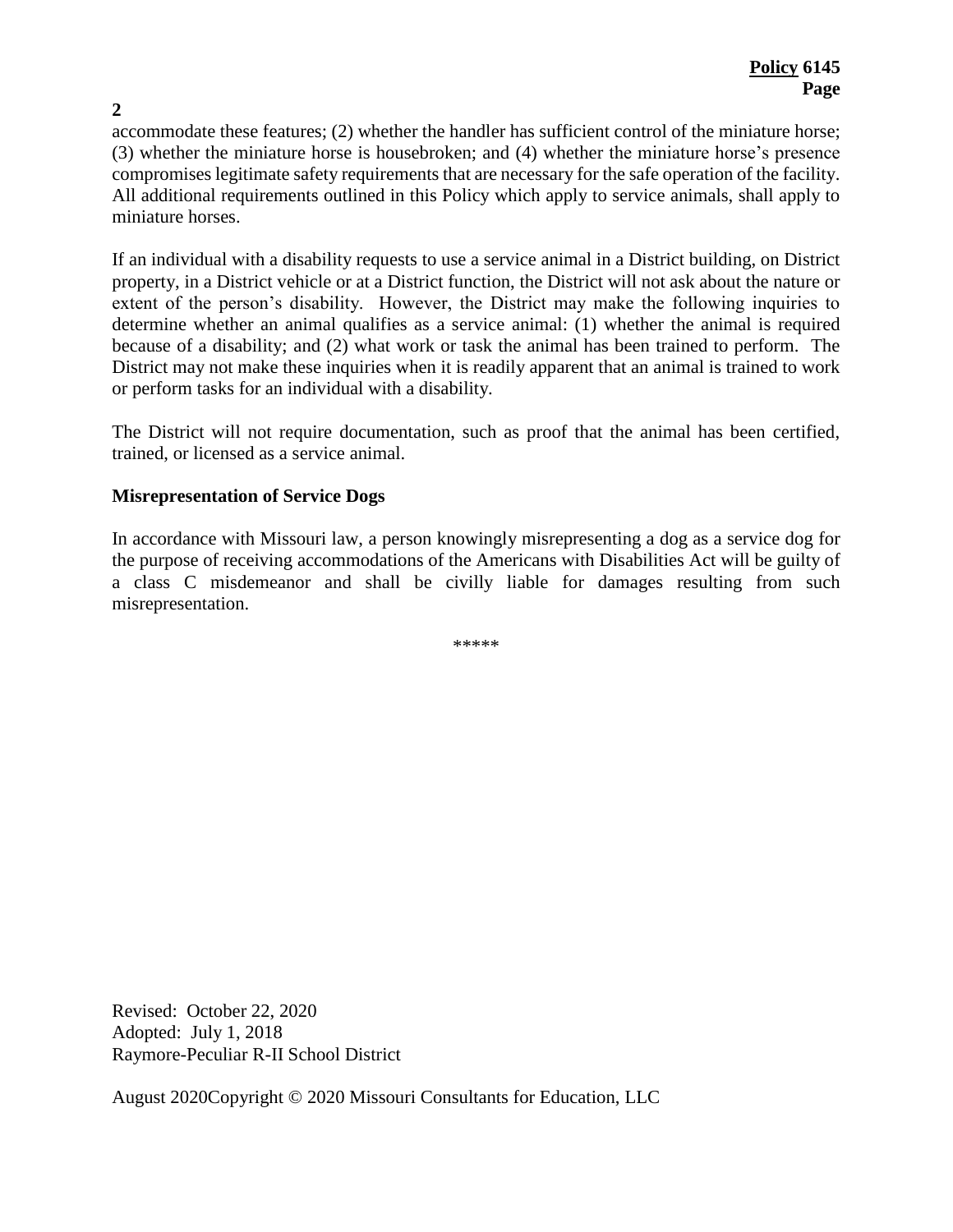accommodate these features; (2) whether the handler has sufficient control of the miniature horse; (3) whether the miniature horse is housebroken; and (4) whether the miniature horse's presence compromises legitimate safety requirements that are necessary for the safe operation of the facility. All additional requirements outlined in this Policy which apply to service animals, shall apply to miniature horses.

If an individual with a disability requests to use a service animal in a District building, on District property, in a District vehicle or at a District function, the District will not ask about the nature or extent of the person's disability. However, the District may make the following inquiries to determine whether an animal qualifies as a service animal: (1) whether the animal is required because of a disability; and (2) what work or task the animal has been trained to perform. The District may not make these inquiries when it is readily apparent that an animal is trained to work or perform tasks for an individual with a disability.

The District will not require documentation, such as proof that the animal has been certified, trained, or licensed as a service animal.

**Misrepresentation of Service Dogs**

In accordance with Missouri law, a person knowingly misrepresenting a dog as a service dog for the purpose of receiving accommodations of the Americans with Disabilities Act will be guilty of a class C misdemeanor and shall be civilly liable for damages resulting from such misrepresentation.

*****

Revised: October 22, 2020
Adopted: July 1, 2018
Raymore-Peculiar R-II School District

August 2020Copyright © 2020 Missouri Consultants for Education, LLC